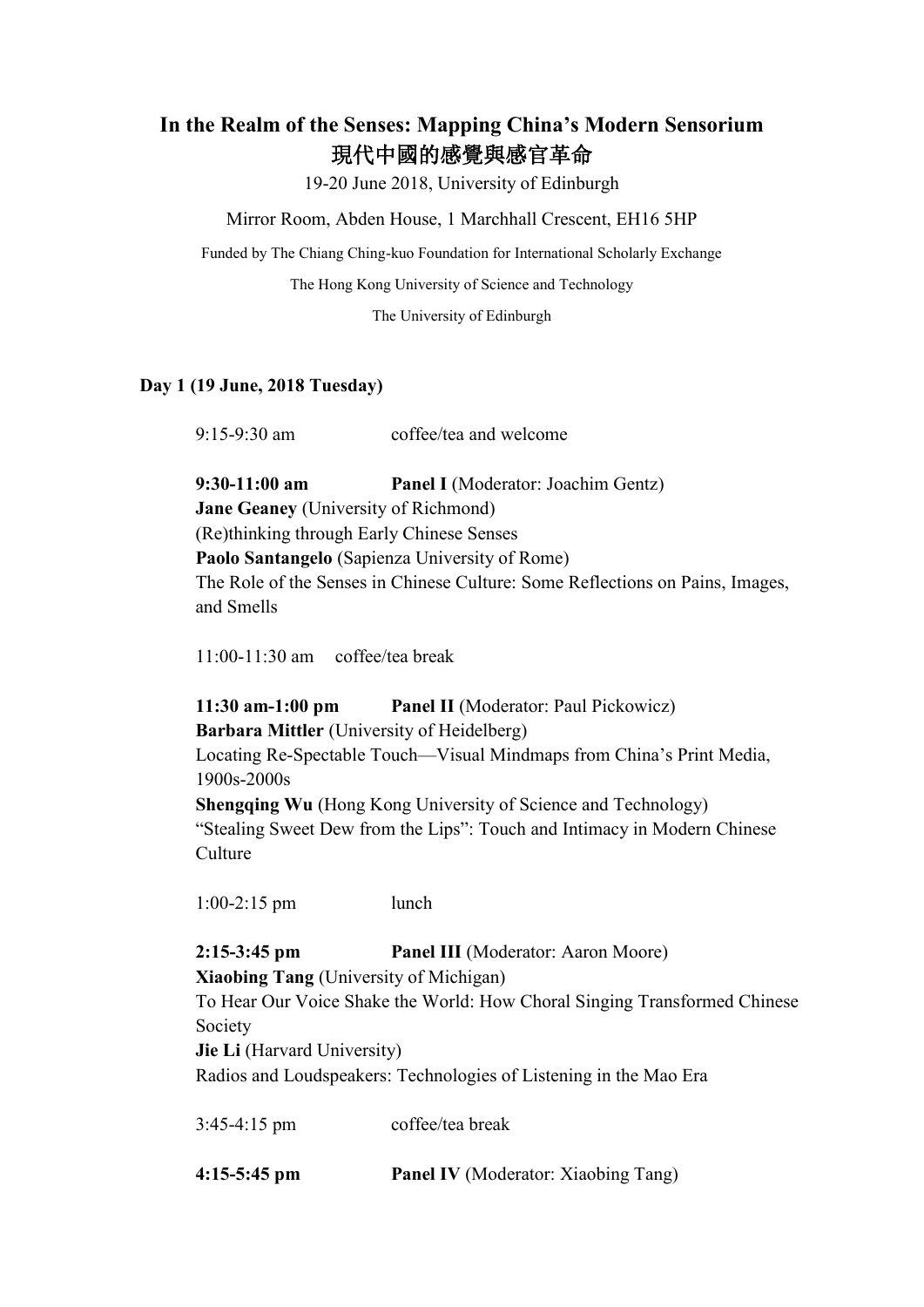# In the Realm of the Senses: Mapping China's Modern Sensorium
# 現代中國的感覺與感官革命

19-20 June 2018, University of Edinburgh

Mirror Room, Abden House, 1 Marchhall Crescent, EH16 5HP

Funded by The Chiang Ching-kuo Foundation for International Scholarly Exchange

The Hong Kong University of Science and Technology

The University of Edinburgh

## Day 1 (19 June, 2018 Tuesday)

9:15-9:30 am coffee/tea and welcome

**9:30-11:00 am** **Panel I** (Moderator: Joachim Gentz)

**Jane Geaney** (University of Richmond)
(Re)thinking through Early Chinese Senses

**Paolo Santangelo** (Sapienza University of Rome)
The Role of the Senses in Chinese Culture: Some Reflections on Pains, Images, and Smells

11:00-11:30 am coffee/tea break

**11:30 am-1:00 pm** **Panel II** (Moderator: Paul Pickowicz)

**Barbara Mittler** (University of Heidelberg)
Locating Re-Spectable Touch—Visual Mindmaps from China's Print Media, 1900s-2000s

**Shengqing Wu** (Hong Kong University of Science and Technology)
"Stealing Sweet Dew from the Lips": Touch and Intimacy in Modern Chinese Culture

1:00-2:15 pm lunch

**2:15-3:45 pm** **Panel III** (Moderator: Aaron Moore)

**Xiaobing Tang** (University of Michigan)
To Hear Our Voice Shake the World: How Choral Singing Transformed Chinese Society

**Jie Li** (Harvard University)
Radios and Loudspeakers: Technologies of Listening in the Mao Era

3:45-4:15 pm coffee/tea break

**4:15-5:45 pm** **Panel IV** (Moderator: Xiaobing Tang)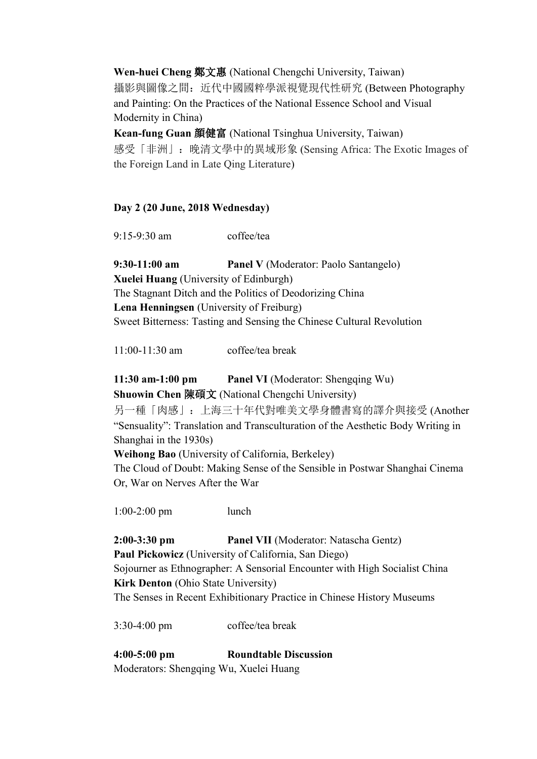**Wen-huei Cheng 鄭文惠** (National Chengchi University, Taiwan)
攝影與圖像之間：近代中國國粹學派視覺現代性研究 (Between Photography and Painting: On the Practices of the National Essence School and Visual Modernity in China)
**Kean-fung Guan 顏健富** (National Tsinghua University, Taiwan)
感受「非洲」：晚清文學中的異域形象 (Sensing Africa: The Exotic Images of the Foreign Land in Late Qing Literature)

**Day 2 (20 June, 2018 Wednesday)**

9:15-9:30 am coffee/tea

**9:30-11:00 am** **Panel V** (Moderator: Paolo Santangelo)
**Xuelei Huang** (University of Edinburgh)
The Stagnant Ditch and the Politics of Deodorizing China
**Lena Henningsen** (University of Freiburg)
Sweet Bitterness: Tasting and Sensing the Chinese Cultural Revolution

11:00-11:30 am coffee/tea break

**11:30 am-1:00 pm** **Panel VI** (Moderator: Shengqing Wu)
**Shuowin Chen 陳碩文** (National Chengchi University)
另一種「肉感」：上海三十年代對唯美文學身體書寫的譯介與接受 (Another "Sensuality": Translation and Transculturation of the Aesthetic Body Writing in Shanghai in the 1930s)
**Weihong Bao** (University of California, Berkeley)
The Cloud of Doubt: Making Sense of the Sensible in Postwar Shanghai Cinema Or, War on Nerves After the War

1:00-2:00 pm lunch

**2:00-3:30 pm** **Panel VII** (Moderator: Natascha Gentz)
**Paul Pickowicz** (University of California, San Diego)
Sojourner as Ethnographer: A Sensorial Encounter with High Socialist China
**Kirk Denton** (Ohio State University)
The Senses in Recent Exhibitionary Practice in Chinese History Museums

3:30-4:00 pm coffee/tea break

**4:00-5:00 pm** **Roundtable Discussion**
Moderators: Shengqing Wu, Xuelei Huang